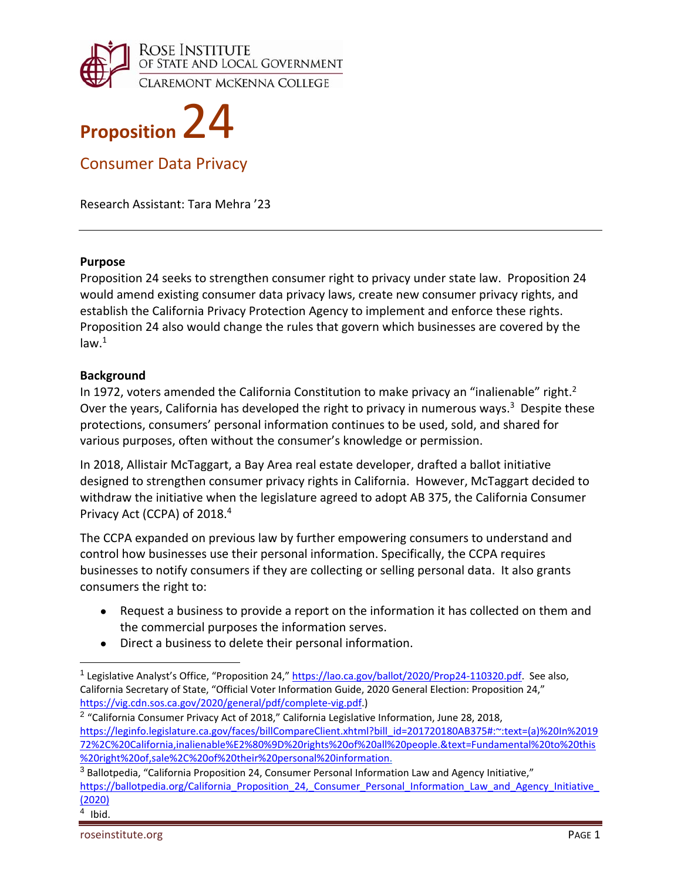ROSE INSTITUTE OF STATE AND LOCAL GOVERNMENT
CLAREMONT MCKENNA COLLEGE

# Proposition 24

## Consumer Data Privacy

Research Assistant: Tara Mehra '23

---

**Purpose**

Proposition 24 seeks to strengthen consumer right to privacy under state law. Proposition 24 would amend existing consumer data privacy laws, create new consumer privacy rights, and establish the California Privacy Protection Agency to implement and enforce these rights. Proposition 24 also would change the rules that govern which businesses are covered by the law.[1]

**Background**

In 1972, voters amended the California Constitution to make privacy an "inalienable" right.[2] Over the years, California has developed the right to privacy in numerous ways.[3] Despite these protections, consumers' personal information continues to be used, sold, and shared for various purposes, often without the consumer's knowledge or permission.

In 2018, Allistair McTaggart, a Bay Area real estate developer, drafted a ballot initiative designed to strengthen consumer privacy rights in California. However, McTaggart decided to withdraw the initiative when the legislature agreed to adopt AB 375, the California Consumer Privacy Act (CCPA) of 2018.[4]

The CCPA expanded on previous law by further empowering consumers to understand and control how businesses use their personal information. Specifically, the CCPA requires businesses to notify consumers if they are collecting or selling personal data. It also grants consumers the right to:

- Request a business to provide a report on the information it has collected on them and the commercial purposes the information serves.
- Direct a business to delete their personal information.

---

[1] Legislative Analyst's Office, "Proposition 24," https://lao.ca.gov/ballot/2020/Prop24-110320.pdf. See also, California Secretary of State, "Official Voter Information Guide, 2020 General Election: Proposition 24," https://vig.cdn.sos.ca.gov/2020/general/pdf/complete-vig.pdf.)

[2] "California Consumer Privacy Act of 2018," California Legislative Information, June 28, 2018, https://leginfo.legislature.ca.gov/faces/billCompareClient.xhtml?bill_id=201720180AB375#:~:text=(a)%20In%201972%2C%20California,inalienable%E2%80%9D%20rights%20of%20all%20people.&text=Fundamental%20to%20this%20right%20of,sale%2C%20of%20their%20personal%20information.

[3] Ballotpedia, "California Proposition 24, Consumer Personal Information Law and Agency Initiative," https://ballotpedia.org/California_Proposition_24,_Consumer_Personal_Information_Law_and_Agency_Initiative_(2020)

[4] Ibid.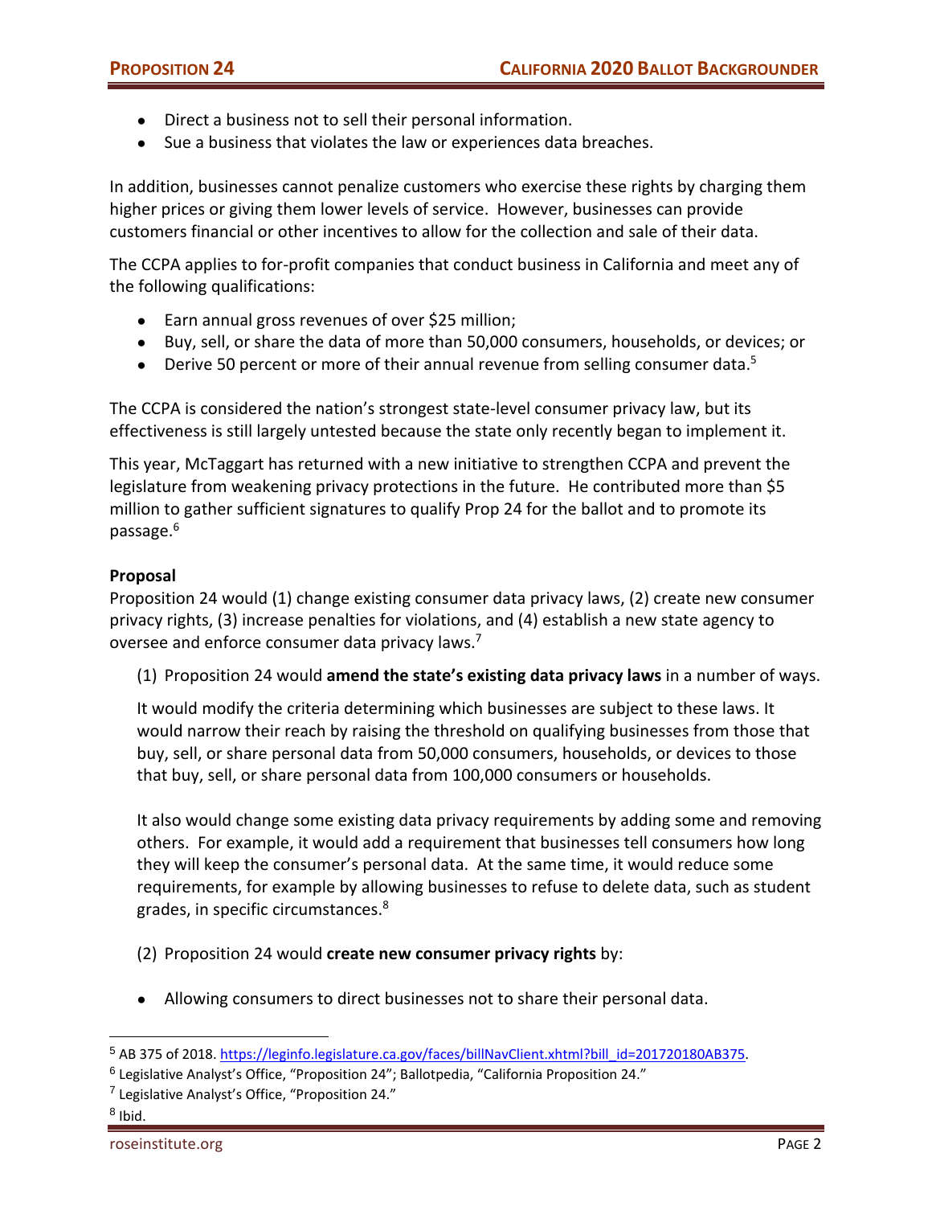- Direct a business not to sell their personal information.
- Sue a business that violates the law or experiences data breaches.

In addition, businesses cannot penalize customers who exercise these rights by charging them higher prices or giving them lower levels of service. However, businesses can provide customers financial or other incentives to allow for the collection and sale of their data.

The CCPA applies to for-profit companies that conduct business in California and meet any of the following qualifications:

- Earn annual gross revenues of over $25 million;
- Buy, sell, or share the data of more than 50,000 consumers, households, or devices; or
- Derive 50 percent or more of their annual revenue from selling consumer data.[5]

The CCPA is considered the nation's strongest state-level consumer privacy law, but its effectiveness is still largely untested because the state only recently began to implement it.

This year, McTaggart has returned with a new initiative to strengthen CCPA and prevent the legislature from weakening privacy protections in the future. He contributed more than $5 million to gather sufficient signatures to qualify Prop 24 for the ballot and to promote its passage.[6]

**Proposal**

Proposition 24 would (1) change existing consumer data privacy laws, (2) create new consumer privacy rights, (3) increase penalties for violations, and (4) establish a new state agency to oversee and enforce consumer data privacy laws.[7]

(1) Proposition 24 would **amend the state's existing data privacy laws** in a number of ways.

It would modify the criteria determining which businesses are subject to these laws. It would narrow their reach by raising the threshold on qualifying businesses from those that buy, sell, or share personal data from 50,000 consumers, households, or devices to those that buy, sell, or share personal data from 100,000 consumers or households.

It also would change some existing data privacy requirements by adding some and removing others. For example, it would add a requirement that businesses tell consumers how long they will keep the consumer's personal data. At the same time, it would reduce some requirements, for example by allowing businesses to refuse to delete data, such as student grades, in specific circumstances.[8]

(2) Proposition 24 would **create new consumer privacy rights** by:

- Allowing consumers to direct businesses not to share their personal data.

---

[5] AB 375 of 2018. https://leginfo.legislature.ca.gov/faces/billNavClient.xhtml?bill_id=201720180AB375.

[6] Legislative Analyst's Office, "Proposition 24"; Ballotpedia, "California Proposition 24."

[7] Legislative Analyst's Office, "Proposition 24."

[8] Ibid.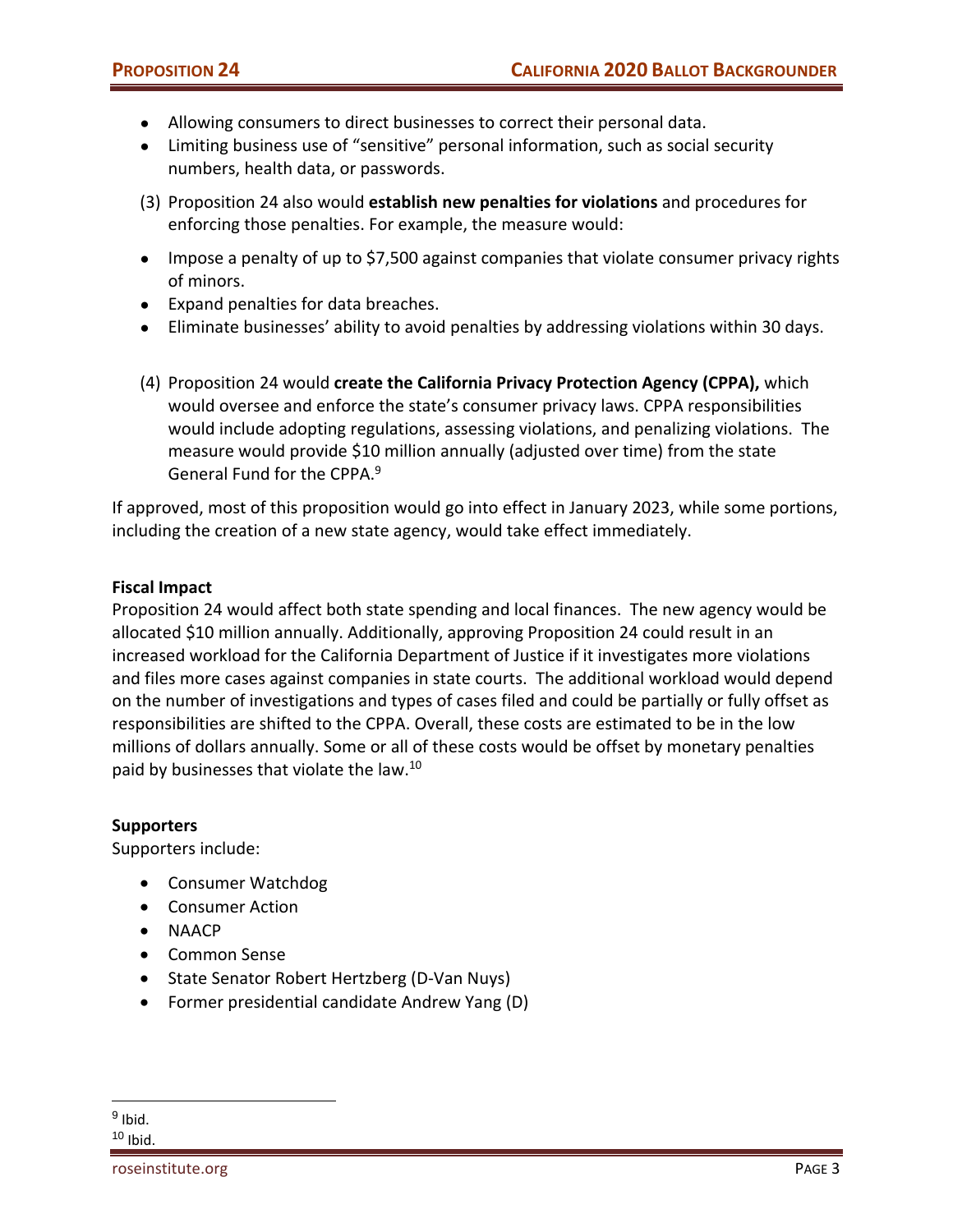- Allowing consumers to direct businesses to correct their personal data.
- Limiting business use of "sensitive" personal information, such as social security numbers, health data, or passwords.

(3) Proposition 24 also would **establish new penalties for violations** and procedures for enforcing those penalties. For example, the measure would:

- Impose a penalty of up to $7,500 against companies that violate consumer privacy rights of minors.
- Expand penalties for data breaches.
- Eliminate businesses' ability to avoid penalties by addressing violations within 30 days.

(4) Proposition 24 would **create the California Privacy Protection Agency (CPPA),** which would oversee and enforce the state's consumer privacy laws. CPPA responsibilities would include adopting regulations, assessing violations, and penalizing violations. The measure would provide $10 million annually (adjusted over time) from the state General Fund for the CPPA.[9]

If approved, most of this proposition would go into effect in January 2023, while some portions, including the creation of a new state agency, would take effect immediately.

**Fiscal Impact**

Proposition 24 would affect both state spending and local finances. The new agency would be allocated $10 million annually. Additionally, approving Proposition 24 could result in an increased workload for the California Department of Justice if it investigates more violations and files more cases against companies in state courts. The additional workload would depend on the number of investigations and types of cases filed and could be partially or fully offset as responsibilities are shifted to the CPPA. Overall, these costs are estimated to be in the low millions of dollars annually. Some or all of these costs would be offset by monetary penalties paid by businesses that violate the law.[10]

**Supporters**

Supporters include:

- Consumer Watchdog
- Consumer Action
- NAACP
- Common Sense
- State Senator Robert Hertzberg (D-Van Nuys)
- Former presidential candidate Andrew Yang (D)

[9] Ibid.
[10] Ibid.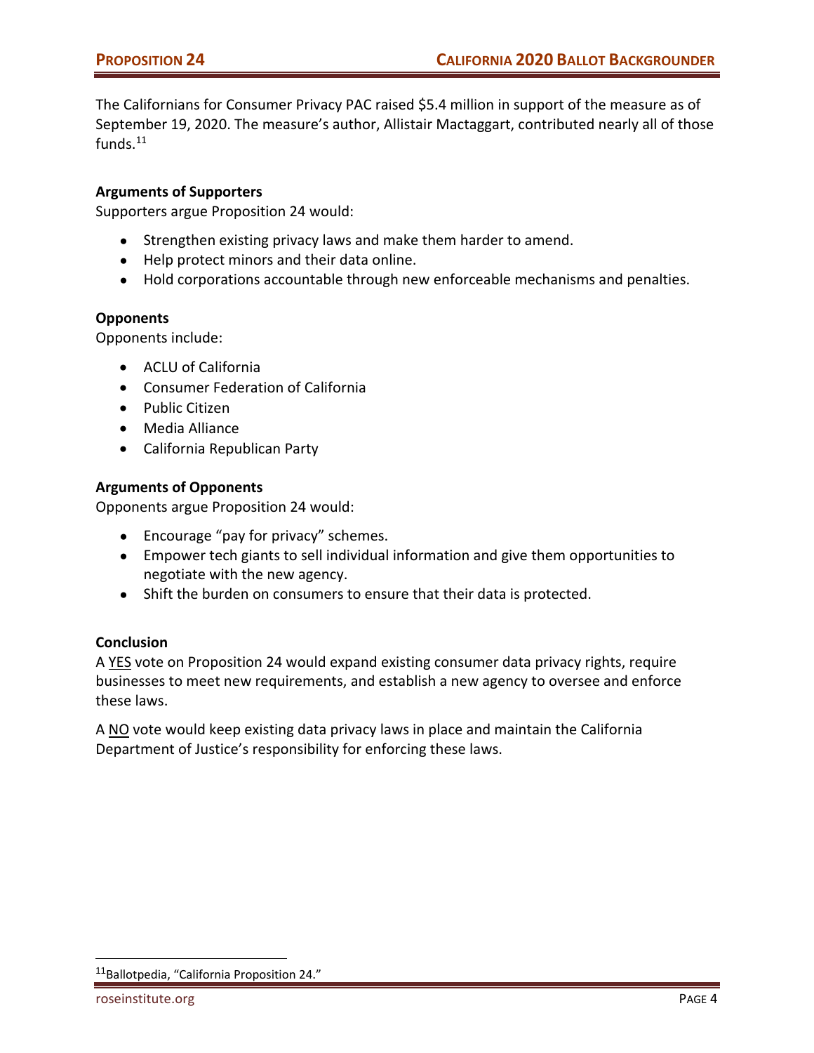The Californians for Consumer Privacy PAC raised $5.4 million in support of the measure as of September 19, 2020. The measure's author, Allistair Mactaggart, contributed nearly all of those funds.[11]

**Arguments of Supporters**

Supporters argue Proposition 24 would:

- Strengthen existing privacy laws and make them harder to amend.
- Help protect minors and their data online.
- Hold corporations accountable through new enforceable mechanisms and penalties.

**Opponents**

Opponents include:

- ACLU of California
- Consumer Federation of California
- Public Citizen
- Media Alliance
- California Republican Party

**Arguments of Opponents**

Opponents argue Proposition 24 would:

- Encourage "pay for privacy" schemes.
- Empower tech giants to sell individual information and give them opportunities to negotiate with the new agency.
- Shift the burden on consumers to ensure that their data is protected.

**Conclusion**

A <u>YES</u> vote on Proposition 24 would expand existing consumer data privacy rights, require businesses to meet new requirements, and establish a new agency to oversee and enforce these laws.

A <u>NO</u> vote would keep existing data privacy laws in place and maintain the California Department of Justice's responsibility for enforcing these laws.

---

[11] Ballotpedia, "California Proposition 24."